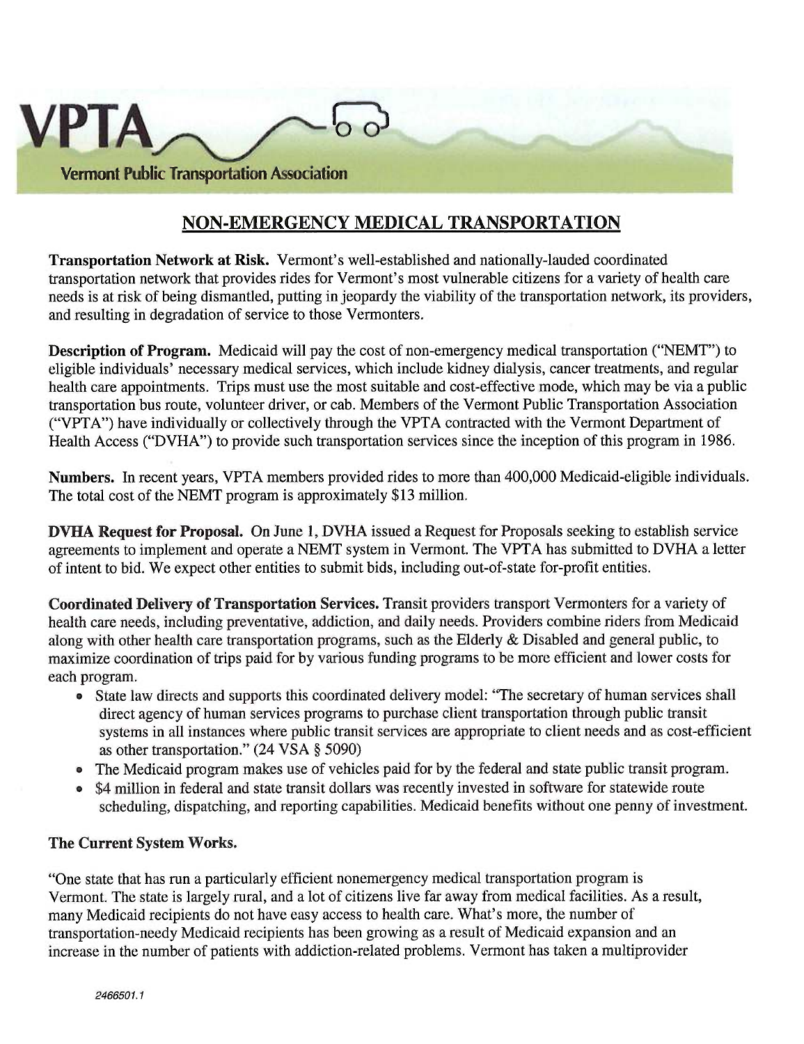**VPTA**

**Vermont Public Transportation Association**

## NON-EMERGENCY MEDICAL TRANSPORTATION

**Transportation Network at Risk.** Vermont's well-established and nationally-lauded coordinated transportation network that provides rides for Vermont's most vulnerable citizens for a variety of health care needs is at risk of being dismantled, putting in jeopardy the viability of the transportation network, its providers, and resulting in degradation of service to those Vermonters.

**Description of Program.** Medicaid will pay the cost of non-emergency medical transportation ("NEMT") to eligible individuals' necessary medical services, which include kidney dialysis, cancer treatments, and regular health care appointments. Trips must use the most suitable and cost-effective mode, which may be via a public transportation bus route, volunteer driver, or cab. Members of the Vermont Public Transportation Association ("VPTA") have individually or collectively through the VPTA contracted with the Vermont Department of Health Access ("DVHA") to provide such transportation services since the inception of this program in 1986.

**Numbers.** In recent years, VPTA members provided rides to more than 400,000 Medicaid-eligible individuals. The total cost of the NEMT program is approximately $13 million.

**DVHA Request for Proposal.** On June 1, DVHA issued a Request for Proposals seeking to establish service agreements to implement and operate a NEMT system in Vermont. The VPTA has submitted to DVHA a letter of intent to bid. We expect other entities to submit bids, including out-of-state for-profit entities.

**Coordinated Delivery of Transportation Services.** Transit providers transport Vermonters for a variety of health care needs, including preventative, addiction, and daily needs. Providers combine riders from Medicaid along with other health care transportation programs, such as the Elderly & Disabled and general public, to maximize coordination of trips paid for by various funding programs to be more efficient and lower costs for each program.

- State law directs and supports this coordinated delivery model: "The secretary of human services shall direct agency of human services programs to purchase client transportation through public transit systems in all instances where public transit services are appropriate to client needs and as cost-efficient as other transportation." (24 VSA § 5090)
- The Medicaid program makes use of vehicles paid for by the federal and state public transit program.
- $4 million in federal and state transit dollars was recently invested in software for statewide route scheduling, dispatching, and reporting capabilities. Medicaid benefits without one penny of investment.

**The Current System Works.**

"One state that has run a particularly efficient nonemergency medical transportation program is Vermont. The state is largely rural, and a lot of citizens live far away from medical facilities. As a result, many Medicaid recipients do not have easy access to health care. What's more, the number of transportation-needy Medicaid recipients has been growing as a result of Medicaid expansion and an increase in the number of patients with addiction-related problems. Vermont has taken a multiprovider

*2466501.1*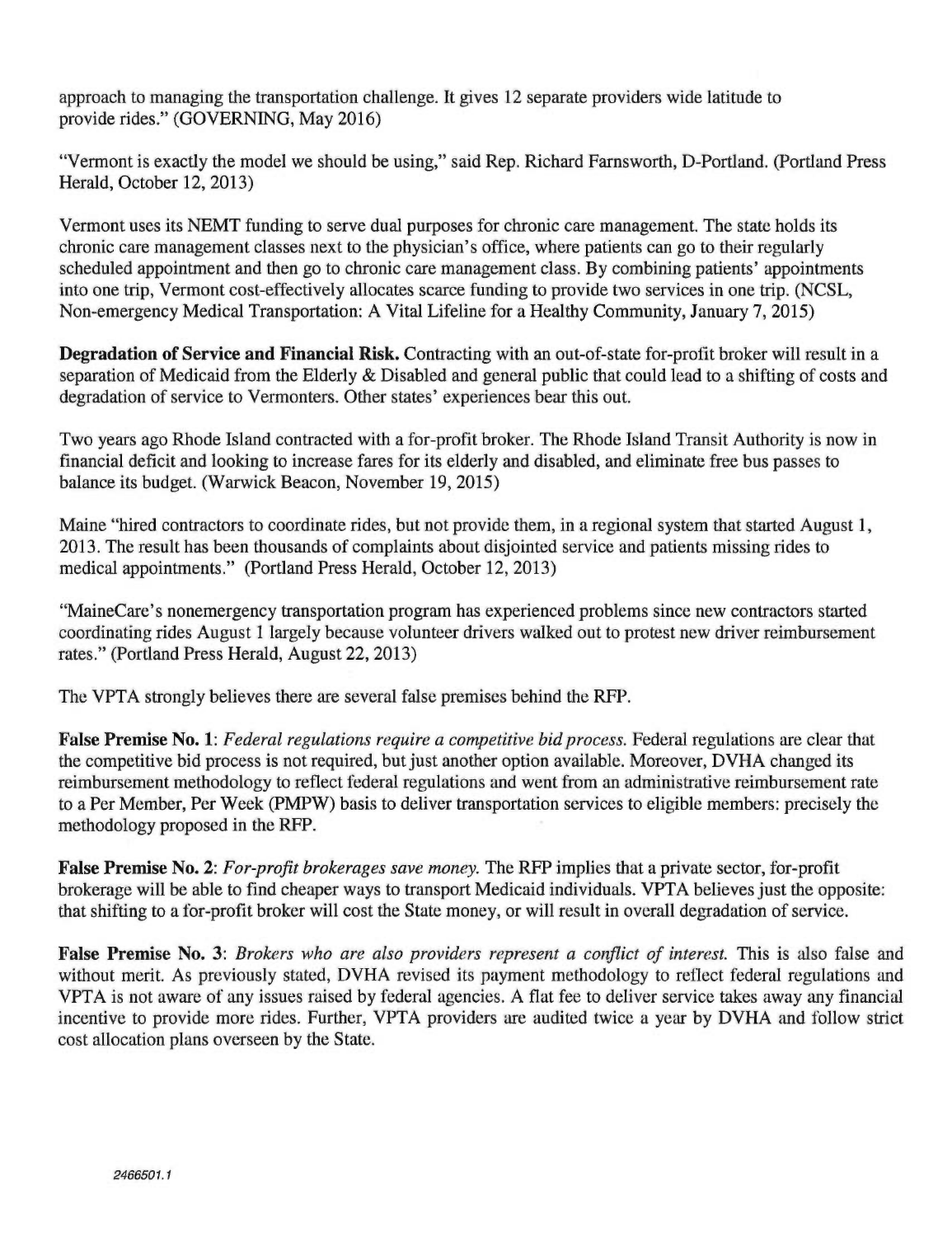approach to managing the transportation challenge. It gives 12 separate providers wide latitude to provide rides." (GOVERNING, May 2016)

"Vermont is exactly the model we should be using," said Rep. Richard Farnsworth, D-Portland. (Portland Press Herald, October 12, 2013)

Vermont uses its NEMT funding to serve dual purposes for chronic care management. The state holds its chronic care management classes next to the physician's office, where patients can go to their regularly scheduled appointment and then go to chronic care management class. By combining patients' appointments into one trip, Vermont cost-effectively allocates scarce funding to provide two services in one trip. (NCSL, Non-emergency Medical Transportation: A Vital Lifeline for a Healthy Community, January 7, 2015)

**Degradation of Service and Financial Risk.** Contracting with an out-of-state for-profit broker will result in a separation of Medicaid from the Elderly & Disabled and general public that could lead to a shifting of costs and degradation of service to Vermonters. Other states' experiences bear this out.

Two years ago Rhode Island contracted with a for-profit broker. The Rhode Island Transit Authority is now in financial deficit and looking to increase fares for its elderly and disabled, and eliminate free bus passes to balance its budget. (Warwick Beacon, November 19, 2015)

Maine "hired contractors to coordinate rides, but not provide them, in a regional system that started August 1, 2013. The result has been thousands of complaints about disjointed service and patients missing rides to medical appointments." (Portland Press Herald, October 12, 2013)

"MaineCare's nonemergency transportation program has experienced problems since new contractors started coordinating rides August 1 largely because volunteer drivers walked out to protest new driver reimbursement rates." (Portland Press Herald, August 22, 2013)

The VPTA strongly believes there are several false premises behind the RFP.

**False Premise No. 1**: *Federal regulations require a competitive bid process.* Federal regulations are clear that the competitive bid process is not required, but just another option available. Moreover, DVHA changed its reimbursement methodology to reflect federal regulations and went from an administrative reimbursement rate to a Per Member, Per Week (PMPW) basis to deliver transportation services to eligible members: precisely the methodology proposed in the RFP.

**False Premise No. 2**: *For-profit brokerages save money.* The RFP implies that a private sector, for-profit brokerage will be able to find cheaper ways to transport Medicaid individuals. VPTA believes just the opposite: that shifting to a for-profit broker will cost the State money, or will result in overall degradation of service.

**False Premise No. 3**: *Brokers who are also providers represent a conflict of interest.* This is also false and without merit. As previously stated, DVHA revised its payment methodology to reflect federal regulations and VPTA is not aware of any issues raised by federal agencies. A flat fee to deliver service takes away any financial incentive to provide more rides. Further, VPTA providers are audited twice a year by DVHA and follow strict cost allocation plans overseen by the State.

2466501.1